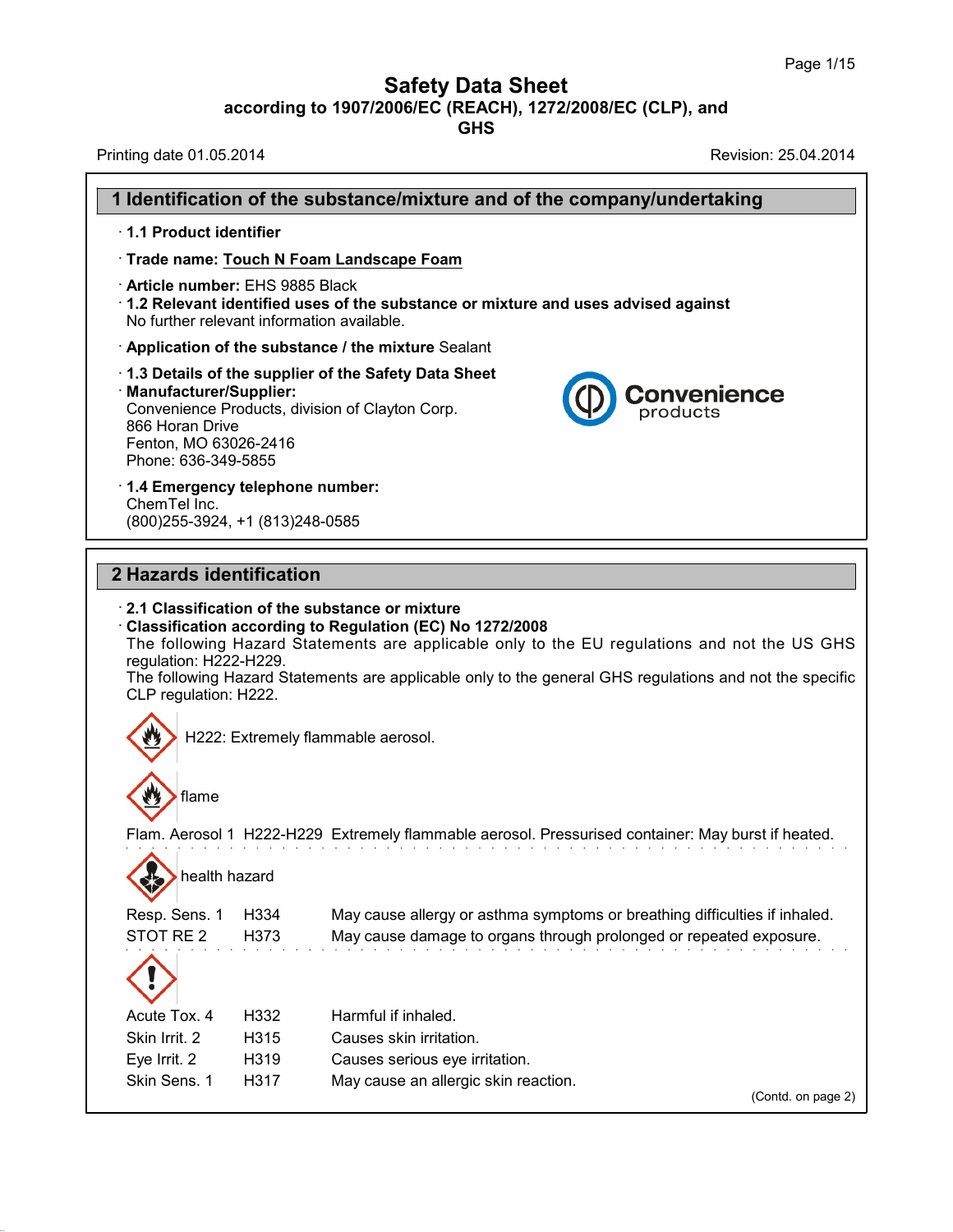# Safety Data Sheet

**according to 1907/2006/EC (REACH), 1272/2008/EC (CLP), and GHS**

Printing date 01.05.2014 Revision: 25.04.2014

## 1 Identification of the substance/mixture and of the company/undertaking

· **1.1 Product identifier**

· **Trade name: Touch N Foam Landscape Foam**

· **Article number:** EHS 9885 Black

· **1.2 Relevant identified uses of the substance or mixture and uses advised against**
No further relevant information available.

· **Application of the substance / the mixture** Sealant

· **1.3 Details of the supplier of the Safety Data Sheet**

· **Manufacturer/Supplier:**
Convenience Products, division of Clayton Corp.
866 Horan Drive
Fenton, MO 63026-2416
Phone: 636-349-5855

Convenience products

· **1.4 Emergency telephone number:**
ChemTel Inc.
(800)255-3924, +1 (813)248-0585

## 2 Hazards identification

· **2.1 Classification of the substance or mixture**

· **Classification according to Regulation (EC) No 1272/2008**
The following Hazard Statements are applicable only to the EU regulations and not the US GHS regulation: H222-H229.
The following Hazard Statements are applicable only to the general GHS regulations and not the specific CLP regulation: H222.

H222: Extremely flammable aerosol.

flame

Flam. Aerosol 1 H222-H229 Extremely flammable aerosol. Pressurised container: May burst if heated.

health hazard

| | | |
|---|---|---|
| Resp. Sens. 1 | H334 | May cause allergy or asthma symptoms or breathing difficulties if inhaled. |
| STOT RE 2 | H373 | May cause damage to organs through prolonged or repeated exposure. |

| | | |
|---|---|---|
| Acute Tox. 4 | H332 | Harmful if inhaled. |
| Skin Irrit. 2 | H315 | Causes skin irritation. |
| Eye Irrit. 2 | H319 | Causes serious eye irritation. |
| Skin Sens. 1 | H317 | May cause an allergic skin reaction. |

(Contd. on page 2)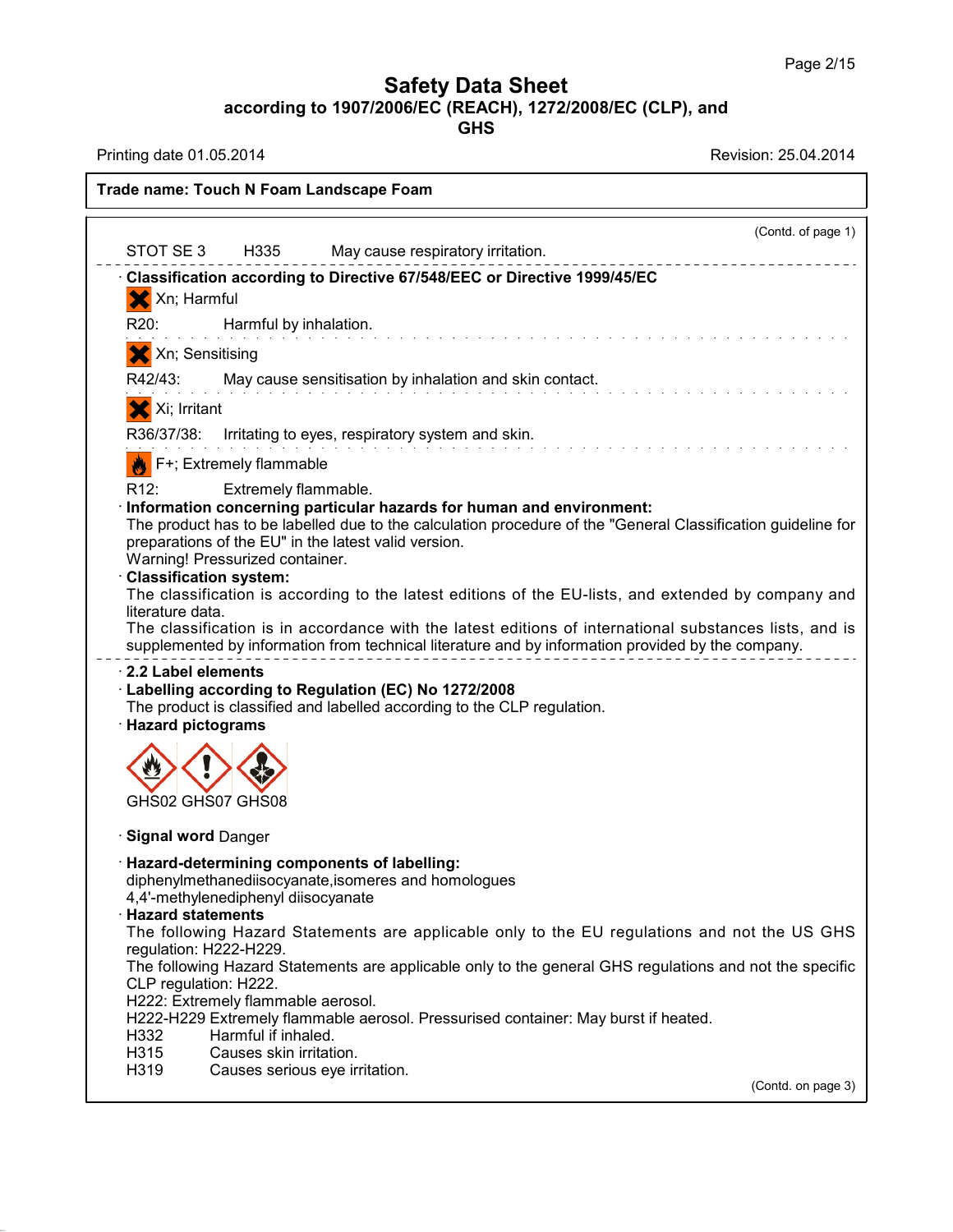**Trade name: Touch N Foam Landscape Foam**

(Contd. of page 1)

STOT SE 3 H335 May cause respiratory irritation.

· **Classification according to Directive 67/548/EEC or Directive 1999/45/EC**

Xn; Harmful

R20: Harmful by inhalation.

Xn; Sensitising

R42/43: May cause sensitisation by inhalation and skin contact.

Xi; Irritant

R36/37/38: Irritating to eyes, respiratory system and skin.

F+; Extremely flammable

R12: Extremely flammable.

· **Information concerning particular hazards for human and environment:**
The product has to be labelled due to the calculation procedure of the "General Classification guideline for preparations of the EU" in the latest valid version.
Warning! Pressurized container.

· **Classification system:**
The classification is according to the latest editions of the EU-lists, and extended by company and literature data.
The classification is in accordance with the latest editions of international substances lists, and is supplemented by information from technical literature and by information provided by the company.

· **2.2 Label elements**

· **Labelling according to Regulation (EC) No 1272/2008**
The product is classified and labelled according to the CLP regulation.

· **Hazard pictograms**

GHS02 GHS07 GHS08

· **Signal word** Danger

· **Hazard-determining components of labelling:**
diphenylmethanediisocyanate,isomeres and homologues
4,4'-methylenediphenyl diisocyanate

· **Hazard statements**
The following Hazard Statements are applicable only to the EU regulations and not the US GHS regulation: H222-H229.
The following Hazard Statements are applicable only to the general GHS regulations and not the specific CLP regulation: H222.
H222: Extremely flammable aerosol.
H222-H229 Extremely flammable aerosol. Pressurised container: May burst if heated.
H332 Harmful if inhaled.
H315 Causes skin irritation.
H319 Causes serious eye irritation.

(Contd. on page 3)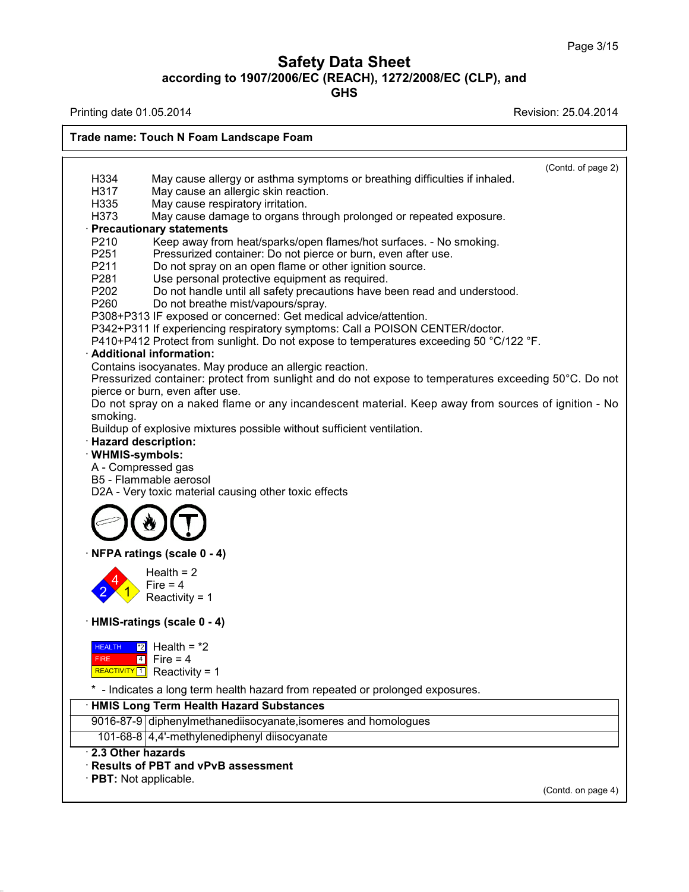# Safety Data Sheet
## according to 1907/2006/EC (REACH), 1272/2008/EC (CLP), and GHS

Printing date 01.05.2014 Revision: 25.04.2014

**Trade name: Touch N Foam Landscape Foam**

(Contd. of page 2)

H334 May cause allergy or asthma symptoms or breathing difficulties if inhaled.
H317 May cause an allergic skin reaction.
H335 May cause respiratory irritation.
H373 May cause damage to organs through prolonged or repeated exposure.

· **Precautionary statements**

P210 Keep away from heat/sparks/open flames/hot surfaces. - No smoking.
P251 Pressurized container: Do not pierce or burn, even after use.
P211 Do not spray on an open flame or other ignition source.
P281 Use personal protective equipment as required.
P202 Do not handle until all safety precautions have been read and understood.
P260 Do not breathe mist/vapours/spray.
P308+P313 IF exposed or concerned: Get medical advice/attention.
P342+P311 If experiencing respiratory symptoms: Call a POISON CENTER/doctor.
P410+P412 Protect from sunlight. Do not expose to temperatures exceeding 50 °C/122 °F.

· **Additional information:**

Contains isocyanates. May produce an allergic reaction.
Pressurized container: protect from sunlight and do not expose to temperatures exceeding 50°C. Do not pierce or burn, even after use.
Do not spray on a naked flame or any incandescent material. Keep away from sources of ignition - No smoking.
Buildup of explosive mixtures possible without sufficient ventilation.

· **Hazard description:**

· **WHMIS-symbols:**

A - Compressed gas
B5 - Flammable aerosol
D2A - Very toxic material causing other toxic effects

· **NFPA ratings (scale 0 - 4)**

Health = 2
Fire = 4
Reactivity = 1

· **HMIS-ratings (scale 0 - 4)**

HEALTH *2 Health = *2
FIRE 4 Fire = 4
REACTIVITY 1 Reactivity = 1

* - Indicates a long term health hazard from repeated or prolonged exposures.

| · HMIS Long Term Health Hazard Substances | |
|---|---|
| 9016-87-9 | diphenylmethanediisocyanate,isomeres and homologues |
| 101-68-8 | 4,4'-methylenediphenyl diisocyanate |

· **2.3 Other hazards**

· **Results of PBT and vPvB assessment**

· **PBT:** Not applicable.

(Contd. on page 4)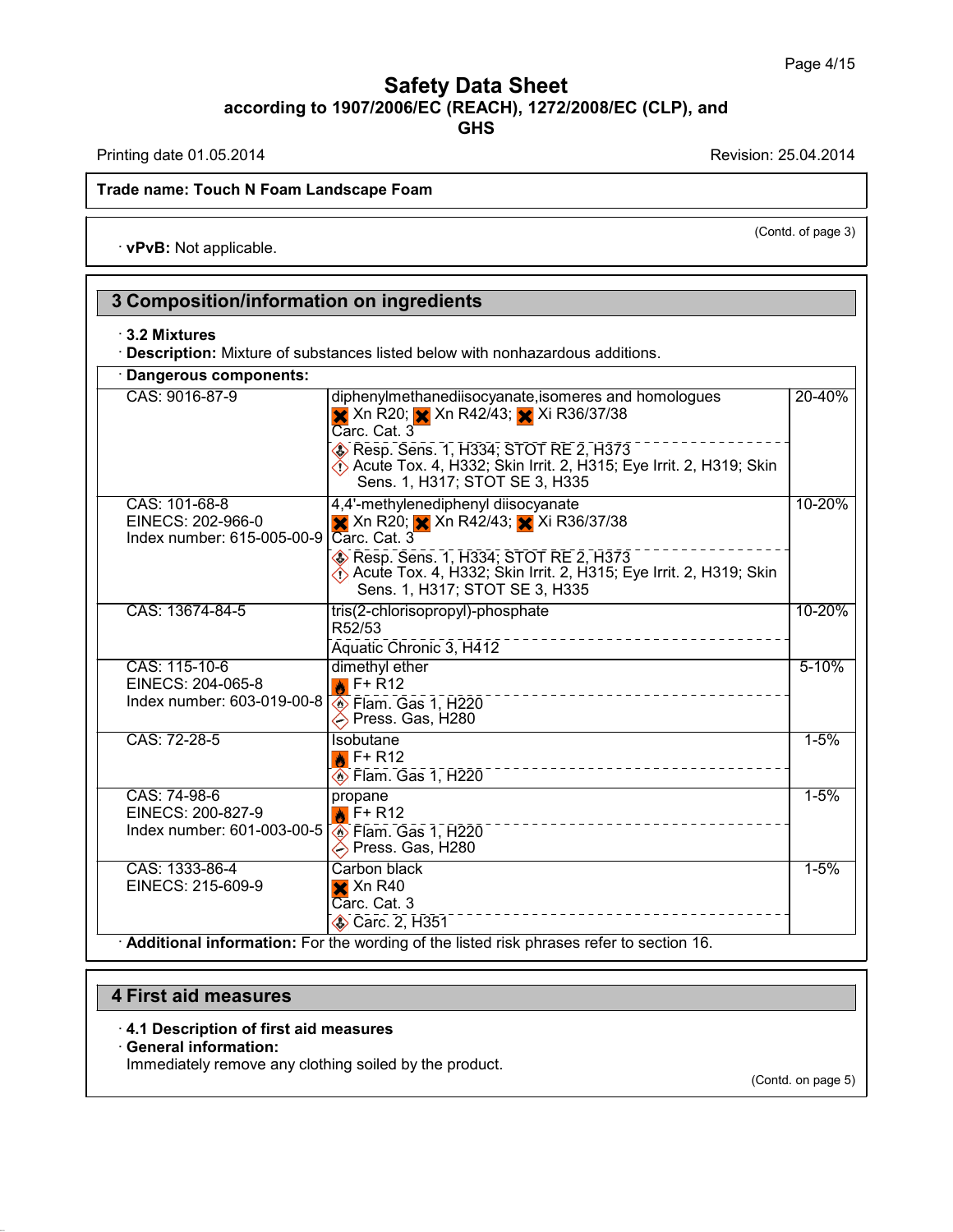**Trade name: Touch N Foam Landscape Foam**

(Contd. of page 3)

· **vPvB:** Not applicable.

## 3 Composition/information on ingredients

· **3.2 Mixtures**

· **Description:** Mixture of substances listed below with nonhazardous additions.

· **Dangerous components:**

| | | |
|---|---|---|
| CAS: 9016-87-9 | diphenylmethanediisocyanate,isomeres and homologues<br>Xn R20; Xn R42/43; Xi R36/37/38<br>Carc. Cat. 3<br>Resp. Sens. 1, H334; STOT RE 2, H373<br>Acute Tox. 4, H332; Skin Irrit. 2, H315; Eye Irrit. 2, H319; Skin Sens. 1, H317; STOT SE 3, H335 | 20-40% |
| CAS: 101-68-8<br>EINECS: 202-966-0<br>Index number: 615-005-00-9 | 4,4'-methylenediphenyl diisocyanate<br>Xn R20; Xn R42/43; Xi R36/37/38<br>Carc. Cat. 3<br>Resp. Sens. 1, H334; STOT RE 2, H373<br>Acute Tox. 4, H332; Skin Irrit. 2, H315; Eye Irrit. 2, H319; Skin Sens. 1, H317; STOT SE 3, H335 | 10-20% |
| CAS: 13674-84-5 | tris(2-chlorisopropyl)-phosphate<br>R52/53<br>Aquatic Chronic 3, H412 | 10-20% |
| CAS: 115-10-6<br>EINECS: 204-065-8<br>Index number: 603-019-00-8 | dimethyl ether<br>F+ R12<br>Flam. Gas 1, H220<br>Press. Gas, H280 | 5-10% |
| CAS: 72-28-5 | Isobutane<br>F+ R12<br>Flam. Gas 1, H220 | 1-5% |
| CAS: 74-98-6<br>EINECS: 200-827-9<br>Index number: 601-003-00-5 | propane<br>F+ R12<br>Flam. Gas 1, H220<br>Press. Gas, H280 | 1-5% |
| CAS: 1333-86-4<br>EINECS: 215-609-9 | Carbon black<br>Xn R40<br>Carc. Cat. 3<br>Carc. 2, H351 | 1-5% |

· **Additional information:** For the wording of the listed risk phrases refer to section 16.

## 4 First aid measures

· **4.1 Description of first aid measures**

· **General information:**

Immediately remove any clothing soiled by the product.

(Contd. on page 5)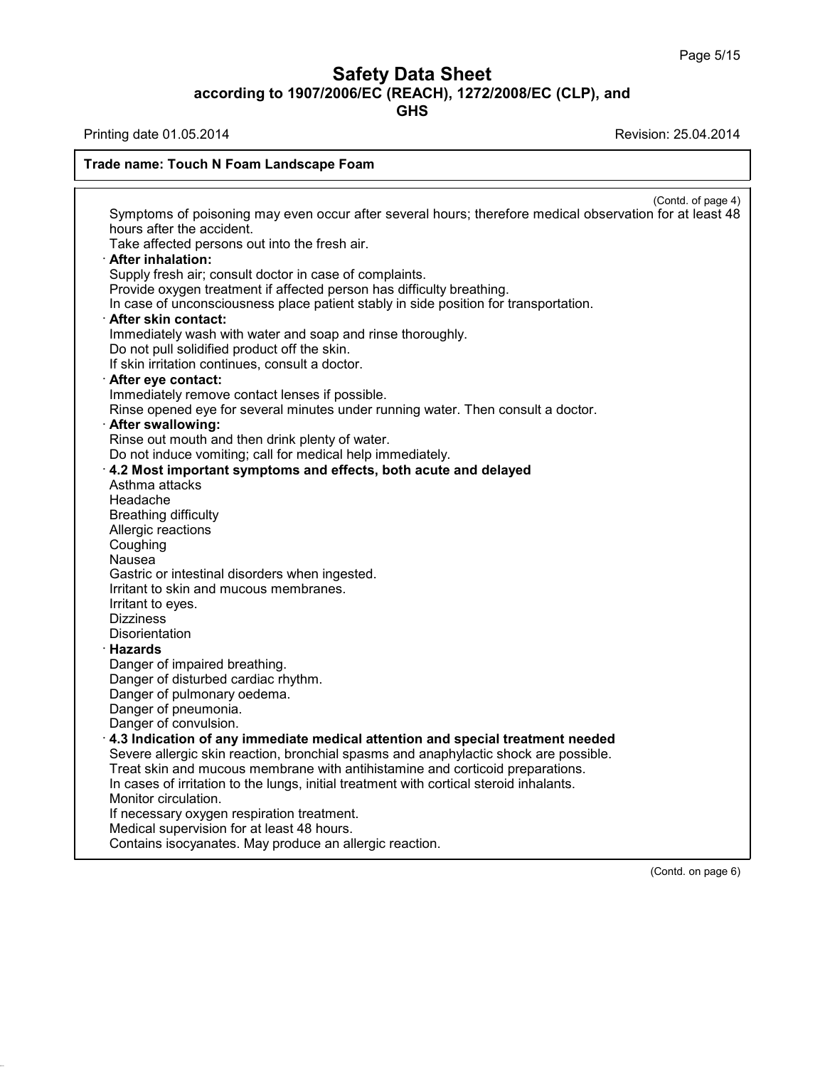**Safety Data Sheet**
**according to 1907/2006/EC (REACH), 1272/2008/EC (CLP), and GHS**

Printing date 01.05.2014 Revision: 25.04.2014

**Trade name: Touch N Foam Landscape Foam**

(Contd. of page 4)

Symptoms of poisoning may even occur after several hours; therefore medical observation for at least 48 hours after the accident.
Take affected persons out into the fresh air.

· **After inhalation:**
Supply fresh air; consult doctor in case of complaints.
Provide oxygen treatment if affected person has difficulty breathing.
In case of unconsciousness place patient stably in side position for transportation.

· **After skin contact:**
Immediately wash with water and soap and rinse thoroughly.
Do not pull solidified product off the skin.
If skin irritation continues, consult a doctor.

· **After eye contact:**
Immediately remove contact lenses if possible.
Rinse opened eye for several minutes under running water. Then consult a doctor.

· **After swallowing:**
Rinse out mouth and then drink plenty of water.
Do not induce vomiting; call for medical help immediately.

· **4.2 Most important symptoms and effects, both acute and delayed**
Asthma attacks
Headache
Breathing difficulty
Allergic reactions
Coughing
Nausea
Gastric or intestinal disorders when ingested.
Irritant to skin and mucous membranes.
Irritant to eyes.
Dizziness
Disorientation

· **Hazards**
Danger of impaired breathing.
Danger of disturbed cardiac rhythm.
Danger of pulmonary oedema.
Danger of pneumonia.
Danger of convulsion.

· **4.3 Indication of any immediate medical attention and special treatment needed**
Severe allergic skin reaction, bronchial spasms and anaphylactic shock are possible.
Treat skin and mucous membrane with antihistamine and corticoid preparations.
In cases of irritation to the lungs, initial treatment with cortical steroid inhalants.
Monitor circulation.
If necessary oxygen respiration treatment.
Medical supervision for at least 48 hours.
Contains isocyanates. May produce an allergic reaction.

(Contd. on page 6)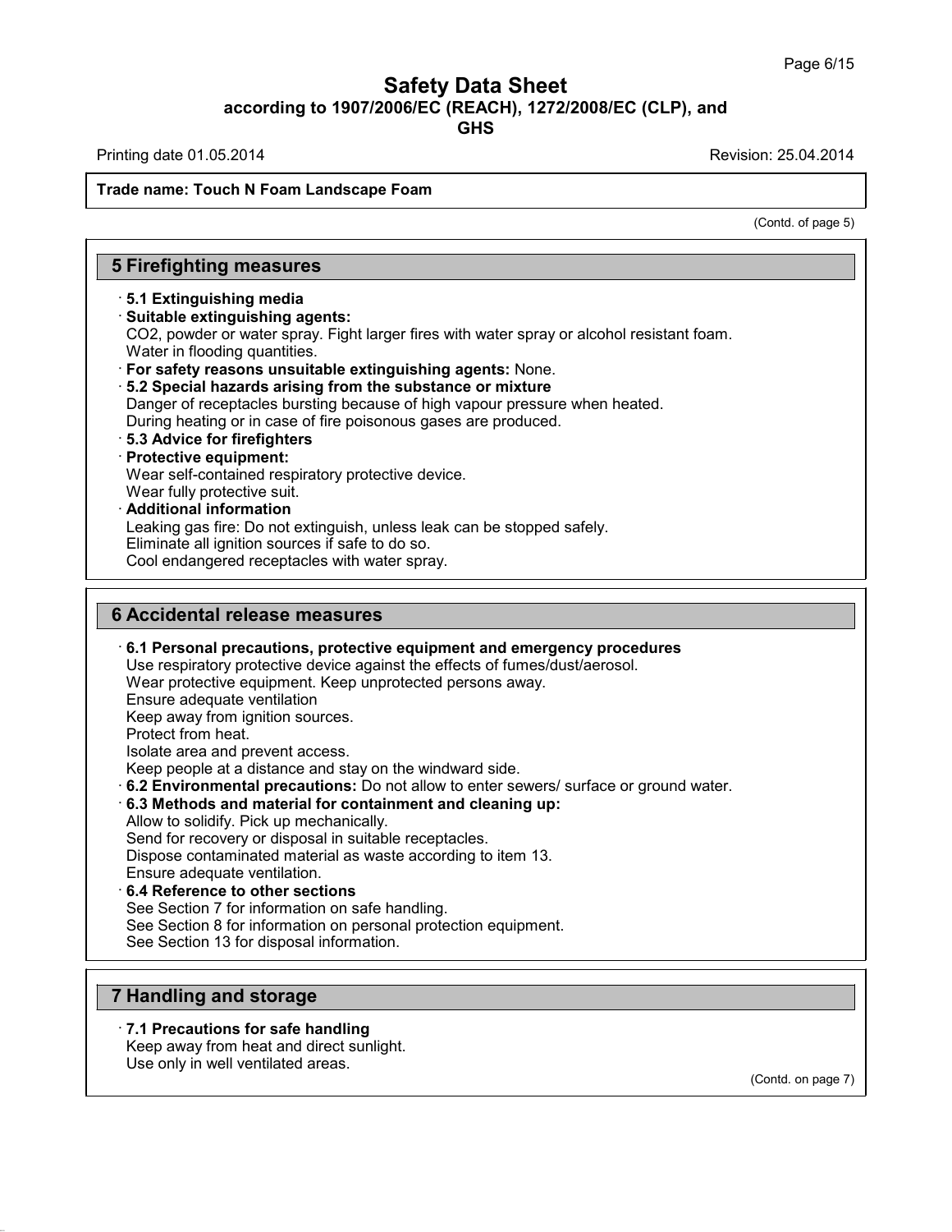Trade name: Touch N Foam Landscape Foam

(Contd. of page 5)

## 5 Firefighting measures

- **5.1 Extinguishing media**
- **Suitable extinguishing agents:**
  $CO_2$, powder or water spray. Fight larger fires with water spray or alcohol resistant foam.
  Water in flooding quantities.
- **For safety reasons unsuitable extinguishing agents:** None.
- **5.2 Special hazards arising from the substance or mixture**
  Danger of receptacles bursting because of high vapour pressure when heated.
  During heating or in case of fire poisonous gases are produced.
- **5.3 Advice for firefighters**
- **Protective equipment:**
  Wear self-contained respiratory protective device.
  Wear fully protective suit.
- **Additional information**
  Leaking gas fire: Do not extinguish, unless leak can be stopped safely.
  Eliminate all ignition sources if safe to do so.
  Cool endangered receptacles with water spray.

## 6 Accidental release measures

- **6.1 Personal precautions, protective equipment and emergency procedures**
  Use respiratory protective device against the effects of fumes/dust/aerosol.
  Wear protective equipment. Keep unprotected persons away.
  Ensure adequate ventilation
  Keep away from ignition sources.
  Protect from heat.
  Isolate area and prevent access.
  Keep people at a distance and stay on the windward side.
- **6.2 Environmental precautions:** Do not allow to enter sewers/ surface or ground water.
- **6.3 Methods and material for containment and cleaning up:**
  Allow to solidify. Pick up mechanically.
  Send for recovery or disposal in suitable receptacles.
  Dispose contaminated material as waste according to item 13.
  Ensure adequate ventilation.
- **6.4 Reference to other sections**
  See Section 7 for information on safe handling.
  See Section 8 for information on personal protection equipment.
  See Section 13 for disposal information.

## 7 Handling and storage

- **7.1 Precautions for safe handling**
  Keep away from heat and direct sunlight.
  Use only in well ventilated areas.

(Contd. on page 7)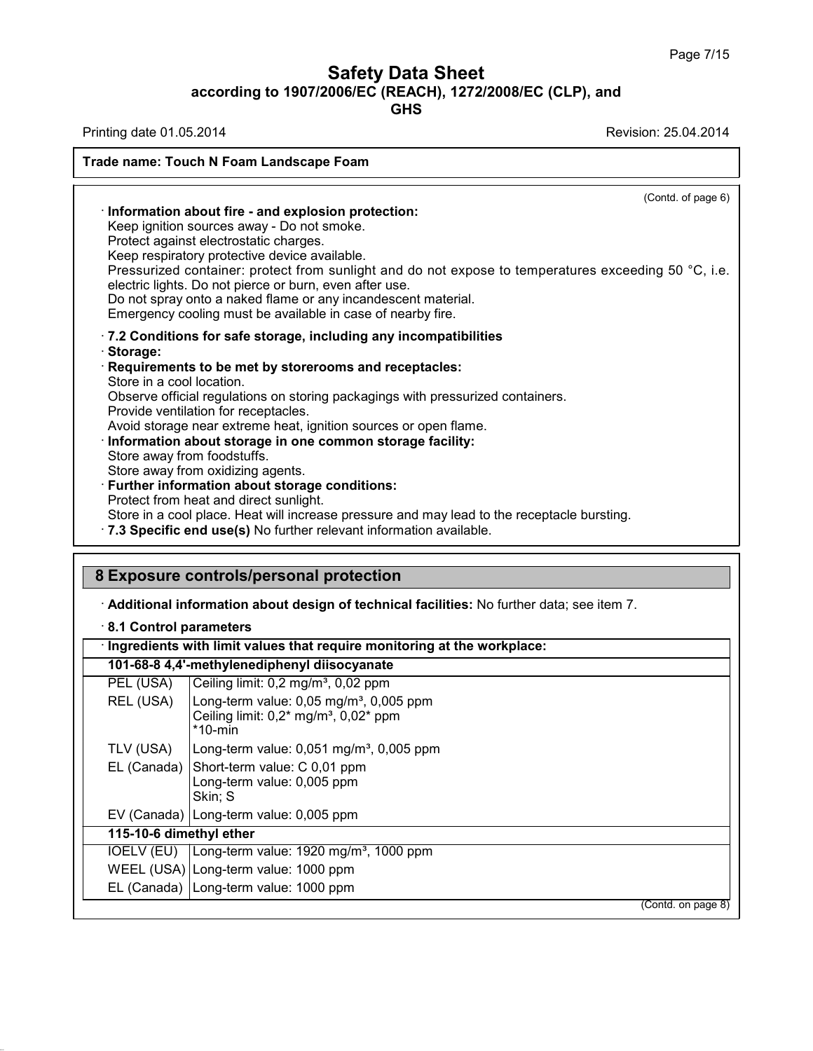**Trade name: Touch N Foam Landscape Foam**

(Contd. of page 6)

· **Information about fire - and explosion protection:**
Keep ignition sources away - Do not smoke.
Protect against electrostatic charges.
Keep respiratory protective device available.
Pressurized container: protect from sunlight and do not expose to temperatures exceeding 50 °C, i.e. electric lights. Do not pierce or burn, even after use.
Do not spray onto a naked flame or any incandescent material.
Emergency cooling must be available in case of nearby fire.

· **7.2 Conditions for safe storage, including any incompatibilities**
· **Storage:**
· **Requirements to be met by storerooms and receptacles:**
Store in a cool location.
Observe official regulations on storing packagings with pressurized containers.
Provide ventilation for receptacles.
Avoid storage near extreme heat, ignition sources or open flame.
· **Information about storage in one common storage facility:**
Store away from foodstuffs.
Store away from oxidizing agents.
· **Further information about storage conditions:**
Protect from heat and direct sunlight.
Store in a cool place. Heat will increase pressure and may lead to the receptacle bursting.
· **7.3 Specific end use(s)** No further relevant information available.

## 8 Exposure controls/personal protection

· **Additional information about design of technical facilities:** No further data; see item 7.

· **8.1 Control parameters**

| · **Ingredients with limit values that require monitoring at the workplace:** | |
|---|---|
| **101-68-8 4,4'-methylenediphenyl diisocyanate** | |
| PEL (USA) | Ceiling limit: 0,2 mg/m³, 0,02 ppm |
| REL (USA) | Long-term value: 0,05 mg/m³, 0,005 ppm<br>Ceiling limit: 0,2* mg/m³, 0,02* ppm<br>*10-min |
| TLV (USA) | Long-term value: 0,051 mg/m³, 0,005 ppm |
| EL (Canada) | Short-term value: C 0,01 ppm<br>Long-term value: 0,005 ppm<br>Skin; S |
| EV (Canada) | Long-term value: 0,005 ppm |
| **115-10-6 dimethyl ether** | |
| IOELV (EU) | Long-term value: 1920 mg/m³, 1000 ppm |
| WEEL (USA) | Long-term value: 1000 ppm |
| EL (Canada) | Long-term value: 1000 ppm |

(Contd. on page 8)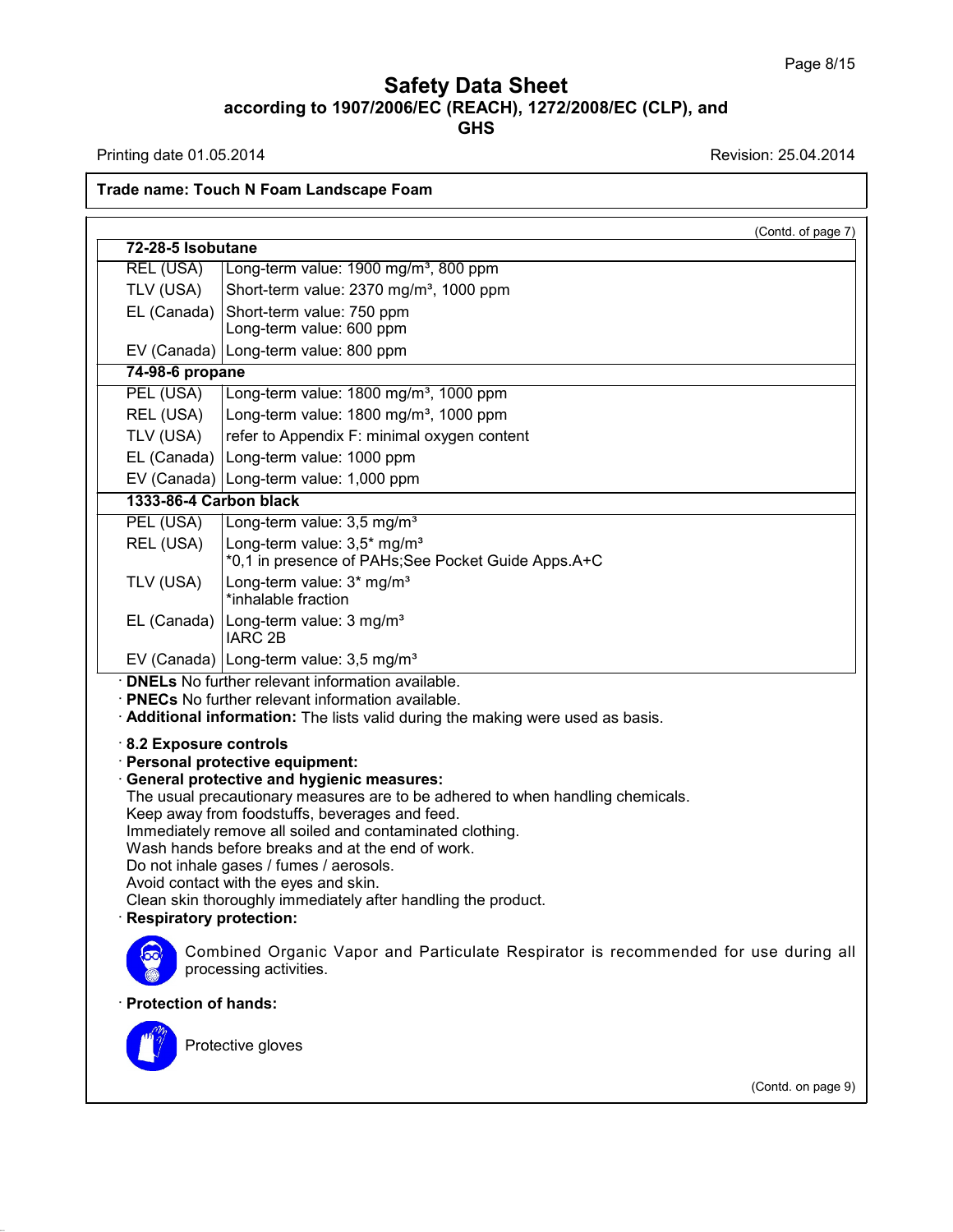(Contd. of page 7)

| 72-28-5 Isobutane | |
|---|---|
| REL (USA) | Long-term value: 1900 mg/m³, 800 ppm |
| TLV (USA) | Short-term value: 2370 mg/m³, 1000 ppm |
| EL (Canada) | Short-term value: 750 ppm<br>Long-term value: 600 ppm |
| EV (Canada) | Long-term value: 800 ppm |
| **74-98-6 propane** | |
| PEL (USA) | Long-term value: 1800 mg/m³, 1000 ppm |
| REL (USA) | Long-term value: 1800 mg/m³, 1000 ppm |
| TLV (USA) | refer to Appendix F: minimal oxygen content |
| EL (Canada) | Long-term value: 1000 ppm |
| EV (Canada) | Long-term value: 1,000 ppm |
| **1333-86-4 Carbon black** | |
| PEL (USA) | Long-term value: 3,5 mg/m³ |
| REL (USA) | Long-term value: 3,5* mg/m³<br>*0,1 in presence of PAHs;See Pocket Guide Apps.A+C |
| TLV (USA) | Long-term value: 3* mg/m³<br>*inhalable fraction |
| EL (Canada) | Long-term value: 3 mg/m³<br>IARC 2B |
| EV (Canada) | Long-term value: 3,5 mg/m³ |

· **DNELs** No further relevant information available.
· **PNECs** No further relevant information available.
· **Additional information:** The lists valid during the making were used as basis.

· **8.2 Exposure controls**
· **Personal protective equipment:**
· **General protective and hygienic measures:**
The usual precautionary measures are to be adhered to when handling chemicals.
Keep away from foodstuffs, beverages and feed.
Immediately remove all soiled and contaminated clothing.
Wash hands before breaks and at the end of work.
Do not inhale gases / fumes / aerosols.
Avoid contact with the eyes and skin.
Clean skin thoroughly immediately after handling the product.
· **Respiratory protection:**

Combined Organic Vapor and Particulate Respirator is recommended for use during all processing activities.

· **Protection of hands:**

Protective gloves

(Contd. on page 9)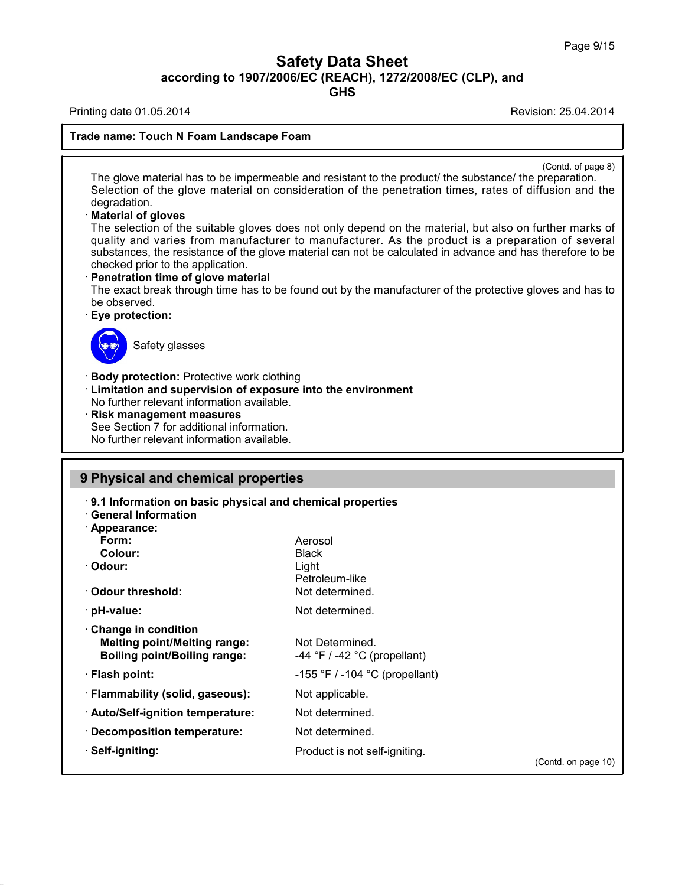(Contd. of page 8)

The glove material has to be impermeable and resistant to the product/ the substance/ the preparation.
Selection of the glove material on consideration of the penetration times, rates of diffusion and the degradation.

· **Material of gloves**
The selection of the suitable gloves does not only depend on the material, but also on further marks of quality and varies from manufacturer to manufacturer. As the product is a preparation of several substances, the resistance of the glove material can not be calculated in advance and has therefore to be checked prior to the application.

· **Penetration time of glove material**
The exact break through time has to be found out by the manufacturer of the protective gloves and has to be observed.

· **Eye protection:**

Safety glasses

· **Body protection:** Protective work clothing

· **Limitation and supervision of exposure into the environment**
No further relevant information available.

· **Risk management measures**
See Section 7 for additional information.
No further relevant information available.

## 9 Physical and chemical properties

· **9.1 Information on basic physical and chemical properties**

· **General Information**

| Property | Value |
|---|---|
| · **Appearance:** | |
| **Form:** | Aerosol |
| **Colour:** | Black |
| · **Odour:** | Light Petroleum-like |
| · **Odour threshold:** | Not determined. |
| · **pH-value:** | Not determined. |
| · **Change in condition** | |
| **Melting point/Melting range:** | Not Determined. |
| **Boiling point/Boiling range:** | -44 °F / -42 °C (propellant) |
| · **Flash point:** | -155 °F / -104 °C (propellant) |
| · **Flammability (solid, gaseous):** | Not applicable. |
| · **Auto/Self-ignition temperature:** | Not determined. |
| · **Decomposition temperature:** | Not determined. |
| · **Self-igniting:** | Product is not self-igniting. |

(Contd. on page 10)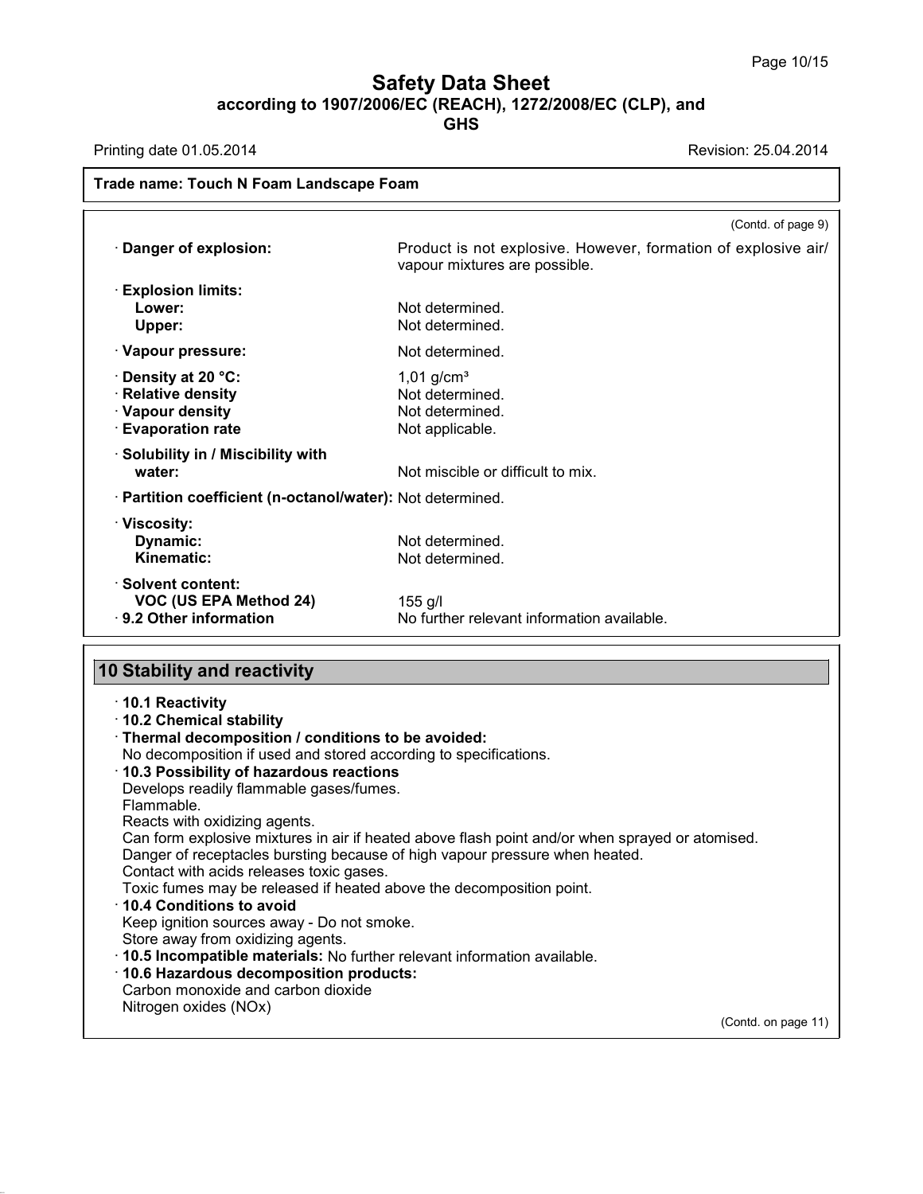**Safety Data Sheet**
**according to 1907/2006/EC (REACH), 1272/2008/EC (CLP), and GHS**

Printing date 01.05.2014 Revision: 25.04.2014

**Trade name: Touch N Foam Landscape Foam**

(Contd. of page 9)

| | |
|---|---|
| · **Danger of explosion:** | Product is not explosive. However, formation of explosive air/ vapour mixtures are possible. |
| · **Explosion limits:** | |
| **Lower:** | Not determined. |
| **Upper:** | Not determined. |
| · **Vapour pressure:** | Not determined. |
| · **Density at 20 °C:** | 1,01 g/cm³ |
| · **Relative density** | Not determined. |
| · **Vapour density** | Not determined. |
| · **Evaporation rate** | Not applicable. |
| · **Solubility in / Miscibility with water:** | Not miscible or difficult to mix. |
| · **Partition coefficient (n-octanol/water):** | Not determined. |
| · **Viscosity:** | |
| **Dynamic:** | Not determined. |
| **Kinematic:** | Not determined. |
| · **Solvent content:** | |
| **VOC (US EPA Method 24)** | 155 g/l |
| · **9.2 Other information** | No further relevant information available. |

## 10 Stability and reactivity

· **10.1 Reactivity**
· **10.2 Chemical stability**
· **Thermal decomposition / conditions to be avoided:**
No decomposition if used and stored according to specifications.
· **10.3 Possibility of hazardous reactions**
Develops readily flammable gases/fumes.
Flammable.
Reacts with oxidizing agents.
Can form explosive mixtures in air if heated above flash point and/or when sprayed or atomised.
Danger of receptacles bursting because of high vapour pressure when heated.
Contact with acids releases toxic gases.
Toxic fumes may be released if heated above the decomposition point.
· **10.4 Conditions to avoid**
Keep ignition sources away - Do not smoke.
Store away from oxidizing agents.
· **10.5 Incompatible materials:** No further relevant information available.
· **10.6 Hazardous decomposition products:**
Carbon monoxide and carbon dioxide
Nitrogen oxides (NOx)

(Contd. on page 11)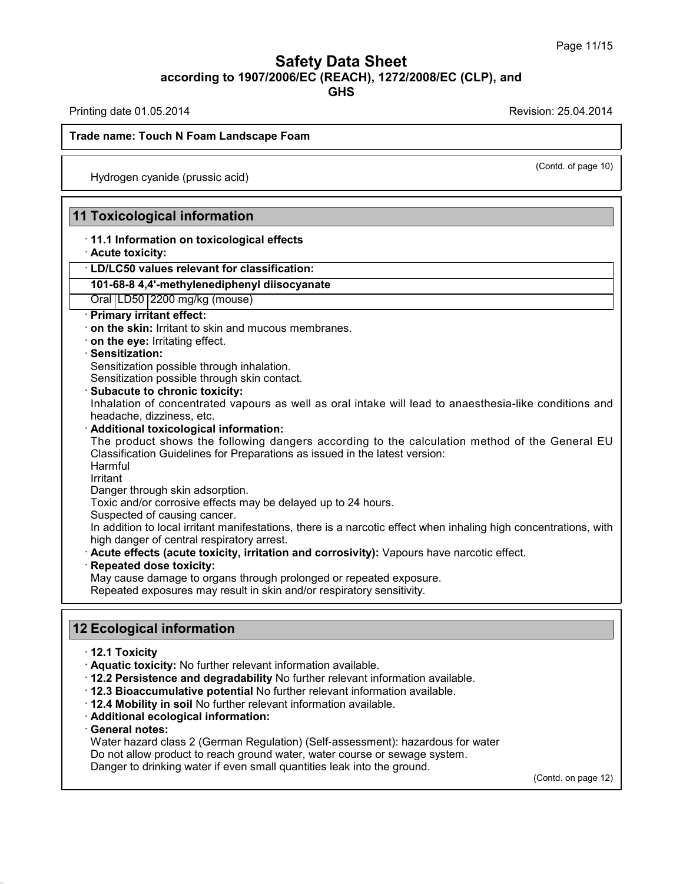(Contd. of page 10)

Hydrogen cyanide (prussic acid)

## 11 Toxicological information

· **11.1 Information on toxicological effects**

· **Acute toxicity:**

| · LD/LC50 values relevant for classification: | | |
|---|---|---|
| **101-68-8 4,4'-methylenediphenyl diisocyanate** | | |
| Oral | LD50 | 2200 mg/kg (mouse) |

· **Primary irritant effect:**

· **on the skin:** Irritant to skin and mucous membranes.

· **on the eye:** Irritating effect.

· **Sensitization:**

Sensitization possible through inhalation.
Sensitization possible through skin contact.

· **Subacute to chronic toxicity:**

Inhalation of concentrated vapours as well as oral intake will lead to anaesthesia-like conditions and headache, dizziness, etc.

· **Additional toxicological information:**

The product shows the following dangers according to the calculation method of the General EU Classification Guidelines for Preparations as issued in the latest version:
Harmful
Irritant
Danger through skin adsorption.
Toxic and/or corrosive effects may be delayed up to 24 hours.
Suspected of causing cancer.
In addition to local irritant manifestations, there is a narcotic effect when inhaling high concentrations, with high danger of central respiratory arrest.

· **Acute effects (acute toxicity, irritation and corrosivity):** Vapours have narcotic effect.

· **Repeated dose toxicity:**

May cause damage to organs through prolonged or repeated exposure.
Repeated exposures may result in skin and/or respiratory sensitivity.

## 12 Ecological information

· **12.1 Toxicity**

· **Aquatic toxicity:** No further relevant information available.

· **12.2 Persistence and degradability** No further relevant information available.

· **12.3 Bioaccumulative potential** No further relevant information available.

· **12.4 Mobility in soil** No further relevant information available.

· **Additional ecological information:**

· **General notes:**

Water hazard class 2 (German Regulation) (Self-assessment): hazardous for water
Do not allow product to reach ground water, water course or sewage system.
Danger to drinking water if even small quantities leak into the ground.

(Contd. on page 12)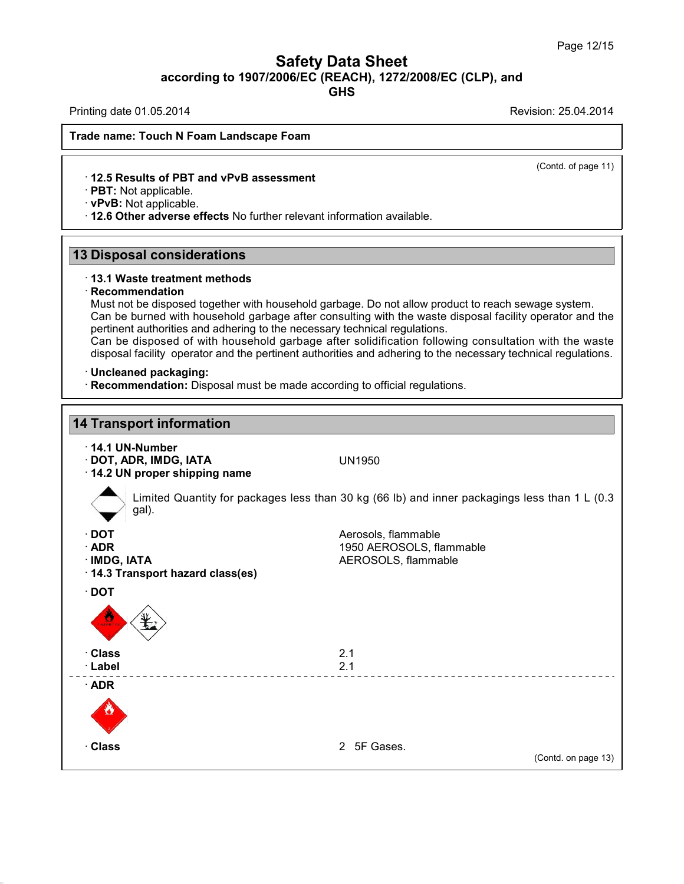**Trade name: Touch N Foam Landscape Foam**

(Contd. of page 11)

· **12.5 Results of PBT and vPvB assessment**
· **PBT:** Not applicable.
· **vPvB:** Not applicable.
· **12.6 Other adverse effects** No further relevant information available.

## 13 Disposal considerations

· **13.1 Waste treatment methods**
· **Recommendation**
Must not be disposed together with household garbage. Do not allow product to reach sewage system.
Can be burned with household garbage after consulting with the waste disposal facility operator and the pertinent authorities and adhering to the necessary technical regulations.
Can be disposed of with household garbage after solidification following consultation with the waste disposal facility operator and the pertinent authorities and adhering to the necessary technical regulations.

· **Uncleaned packaging:**
· **Recommendation:** Disposal must be made according to official regulations.

## 14 Transport information

· **14.1 UN-Number**
· **DOT, ADR, IMDG, IATA** UN1950
· **14.2 UN proper shipping name**

Limited Quantity for packages less than 30 kg (66 lb) and inner packagings less than 1 L (0.3 gal).

· **DOT** Aerosols, flammable
· **ADR** 1950 AEROSOLS, flammable
· **IMDG, IATA** AEROSOLS, flammable
· **14.3 Transport hazard class(es)**

· **DOT**

· **Class** 2.1
· **Label** 2.1

· **ADR**

· **Class** 2 5F Gases.

(Contd. on page 13)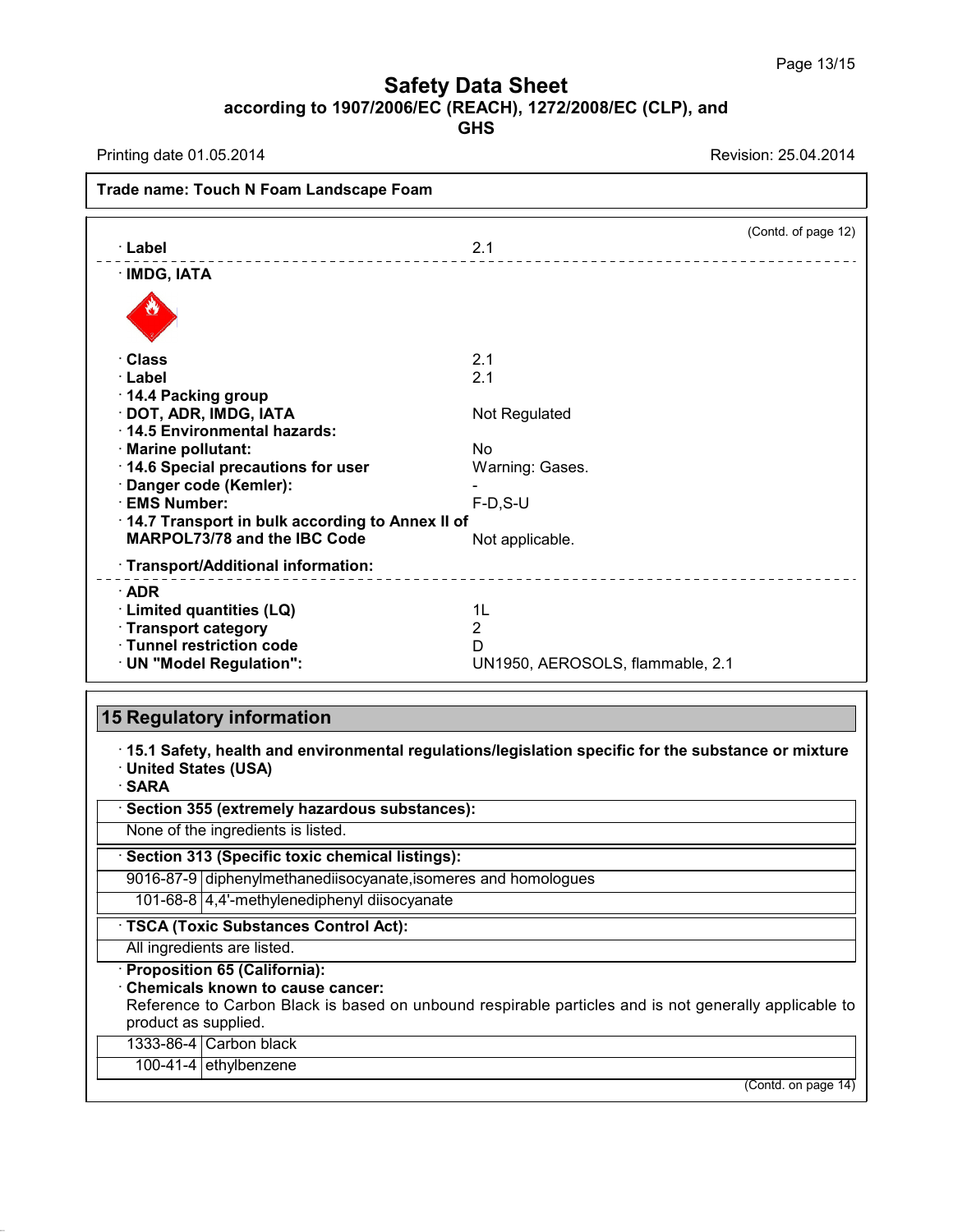# Safety Data Sheet
## according to 1907/2006/EC (REACH), 1272/2008/EC (CLP), and GHS

Printing date 01.05.2014 Revision: 25.04.2014

**Trade name: Touch N Foam Landscape Foam**

(Contd. of page 12)

· **Label** 2.1

· **IMDG, IATA**

· **Class** 2.1
· **Label** 2.1
· **14.4 Packing group**
· **DOT, ADR, IMDG, IATA** Not Regulated
· **14.5 Environmental hazards:**
· **Marine pollutant:** No
· **14.6 Special precautions for user** Warning: Gases.
· **Danger code (Kemler):** -
· **EMS Number:** F-D,S-U
· **14.7 Transport in bulk according to Annex II of MARPOL73/78 and the IBC Code** Not applicable.

· **Transport/Additional information:**

· **ADR**
· **Limited quantities (LQ)** 1L
· **Transport category** 2
· **Tunnel restriction code** D
· **UN "Model Regulation":** UN1950, AEROSOLS, flammable, 2.1

## 15 Regulatory information

· **15.1 Safety, health and environmental regulations/legislation specific for the substance or mixture**
· **United States (USA)**
· **SARA**

· **Section 355 (extremely hazardous substances):**

None of the ingredients is listed.

· **Section 313 (Specific toxic chemical listings):**

| | |
|---|---|
| 9016-87-9 | diphenylmethanediisocyanate,isomeres and homologues |
| 101-68-8 | 4,4'-methylenediphenyl diisocyanate |

· **TSCA (Toxic Substances Control Act):**

All ingredients are listed.

· **Proposition 65 (California):**
· **Chemicals known to cause cancer:**
Reference to Carbon Black is based on unbound respirable particles and is not generally applicable to product as supplied.

| | |
|---|---|
| 1333-86-4 | Carbon black |
| 100-41-4 | ethylbenzene |

(Contd. on page 14)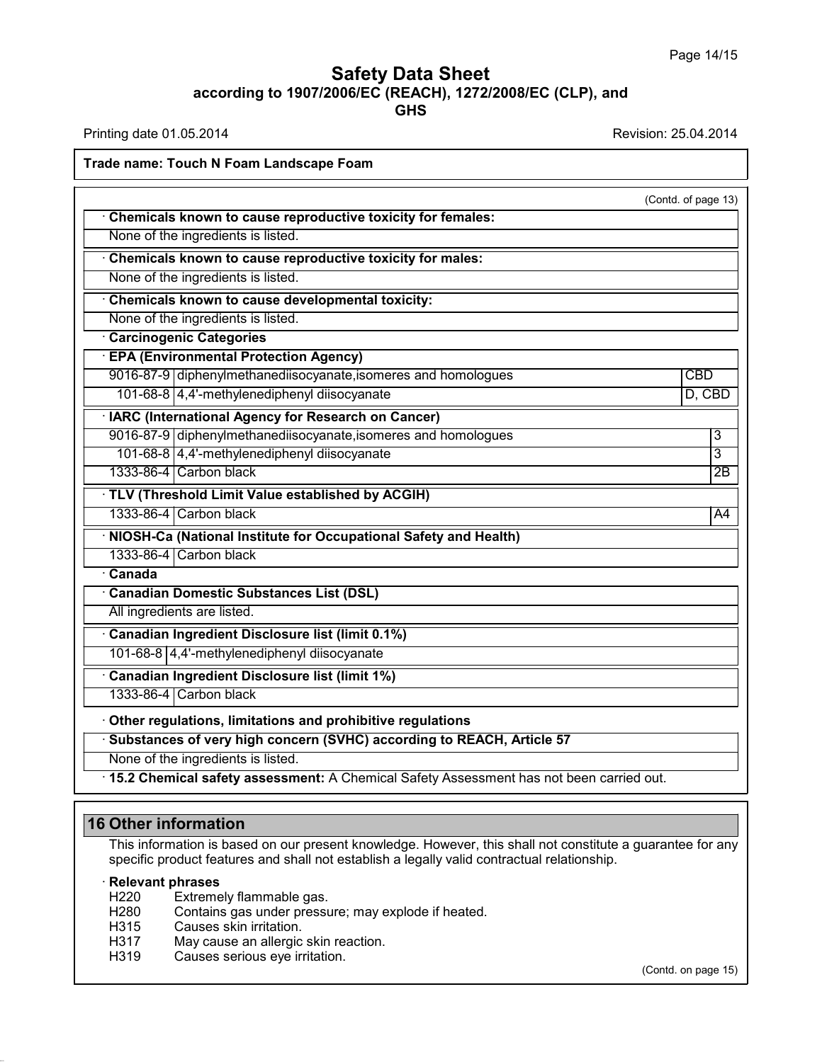**Trade name: Touch N Foam Landscape Foam**

(Contd. of page 13)

· **Chemicals known to cause reproductive toxicity for females:**

None of the ingredients is listed.

· **Chemicals known to cause reproductive toxicity for males:**

None of the ingredients is listed.

· **Chemicals known to cause developmental toxicity:**

None of the ingredients is listed.

· **Carcinogenic Categories**

· **EPA (Environmental Protection Agency)**

| | | |
|---|---|---|
| 9016-87-9 | diphenylmethanediisocyanate,isomeres and homologues | CBD |
| 101-68-8 | 4,4'-methylenediphenyl diisocyanate | D, CBD |

· **IARC (International Agency for Research on Cancer)**

| | | |
|---|---|---|
| 9016-87-9 | diphenylmethanediisocyanate,isomeres and homologues | 3 |
| 101-68-8 | 4,4'-methylenediphenyl diisocyanate | 3 |
| 1333-86-4 | Carbon black | 2B |

· **TLV (Threshold Limit Value established by ACGIH)**

| | | |
|---|---|---|
| 1333-86-4 | Carbon black | A4 |

· **NIOSH-Ca (National Institute for Occupational Safety and Health)**

| | |
|---|---|
| 1333-86-4 | Carbon black |

· **Canada**

· **Canadian Domestic Substances List (DSL)**

All ingredients are listed.

· **Canadian Ingredient Disclosure list (limit 0.1%)**

| | |
|---|---|
| 101-68-8 | 4,4'-methylenediphenyl diisocyanate |

· **Canadian Ingredient Disclosure list (limit 1%)**

| | |
|---|---|
| 1333-86-4 | Carbon black |

· **Other regulations, limitations and prohibitive regulations**

· **Substances of very high concern (SVHC) according to REACH, Article 57**

None of the ingredients is listed.

· **15.2 Chemical safety assessment:** A Chemical Safety Assessment has not been carried out.

## 16 Other information

This information is based on our present knowledge. However, this shall not constitute a guarantee for any specific product features and shall not establish a legally valid contractual relationship.

· **Relevant phrases**

H220 Extremely flammable gas.
H280 Contains gas under pressure; may explode if heated.
H315 Causes skin irritation.
H317 May cause an allergic skin reaction.
H319 Causes serious eye irritation.

(Contd. on page 15)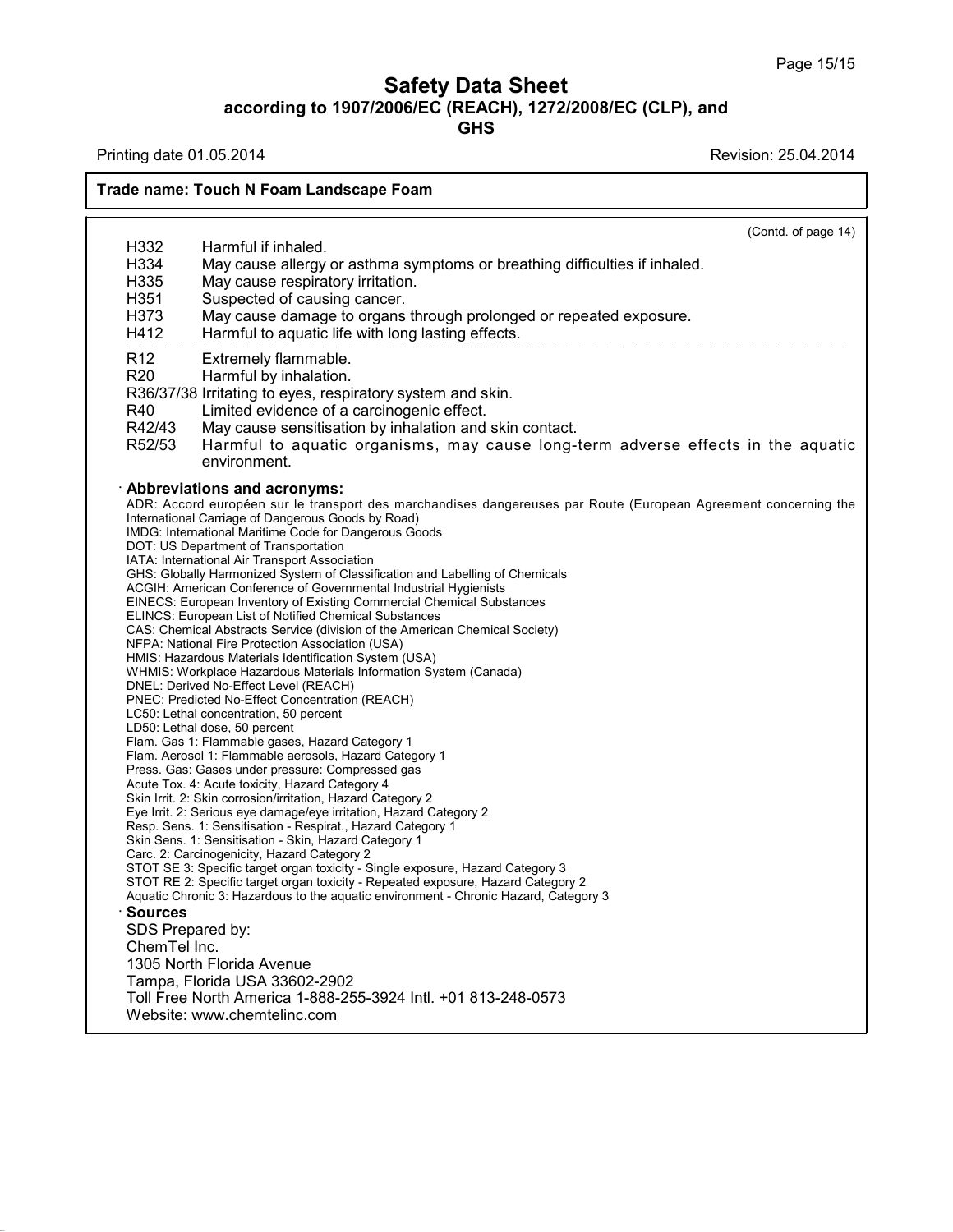# Safety Data Sheet
## according to 1907/2006/EC (REACH), 1272/2008/EC (CLP), and GHS

Printing date 01.05.2014 Revision: 25.04.2014

**Trade name: Touch N Foam Landscape Foam**

(Contd. of page 14)

H332 Harmful if inhaled.
H334 May cause allergy or asthma symptoms or breathing difficulties if inhaled.
H335 May cause respiratory irritation.
H351 Suspected of causing cancer.
H373 May cause damage to organs through prolonged or repeated exposure.
H412 Harmful to aquatic life with long lasting effects.

R12 Extremely flammable.
R20 Harmful by inhalation.
R36/37/38 Irritating to eyes, respiratory system and skin.
R40 Limited evidence of a carcinogenic effect.
R42/43 May cause sensitisation by inhalation and skin contact.
R52/53 Harmful to aquatic organisms, may cause long-term adverse effects in the aquatic environment.

· **Abbreviations and acronyms:**
ADR: Accord européen sur le transport des marchandises dangereuses par Route (European Agreement concerning the International Carriage of Dangerous Goods by Road)
IMDG: International Maritime Code for Dangerous Goods
DOT: US Department of Transportation
IATA: International Air Transport Association
GHS: Globally Harmonized System of Classification and Labelling of Chemicals
ACGIH: American Conference of Governmental Industrial Hygienists
EINECS: European Inventory of Existing Commercial Chemical Substances
ELINCS: European List of Notified Chemical Substances
CAS: Chemical Abstracts Service (division of the American Chemical Society)
NFPA: National Fire Protection Association (USA)
HMIS: Hazardous Materials Identification System (USA)
WHMIS: Workplace Hazardous Materials Information System (Canada)
DNEL: Derived No-Effect Level (REACH)
PNEC: Predicted No-Effect Concentration (REACH)
LC50: Lethal concentration, 50 percent
LD50: Lethal dose, 50 percent
Flam. Gas 1: Flammable gases, Hazard Category 1
Flam. Aerosol 1: Flammable aerosols, Hazard Category 1
Press. Gas: Gases under pressure: Compressed gas
Acute Tox. 4: Acute toxicity, Hazard Category 4
Skin Irrit. 2: Skin corrosion/irritation, Hazard Category 2
Eye Irrit. 2: Serious eye damage/eye irritation, Hazard Category 2
Resp. Sens. 1: Sensitisation - Respirat., Hazard Category 1
Skin Sens. 1: Sensitisation - Skin, Hazard Category 1
Carc. 2: Carcinogenicity, Hazard Category 2
STOT SE 3: Specific target organ toxicity - Single exposure, Hazard Category 3
STOT RE 2: Specific target organ toxicity - Repeated exposure, Hazard Category 2
Aquatic Chronic 3: Hazardous to the aquatic environment - Chronic Hazard, Category 3

· **Sources**
SDS Prepared by:
ChemTel Inc.
1305 North Florida Avenue
Tampa, Florida USA 33602-2902
Toll Free North America 1-888-255-3924 Intl. +01 813-248-0573
Website: www.chemtelinc.com